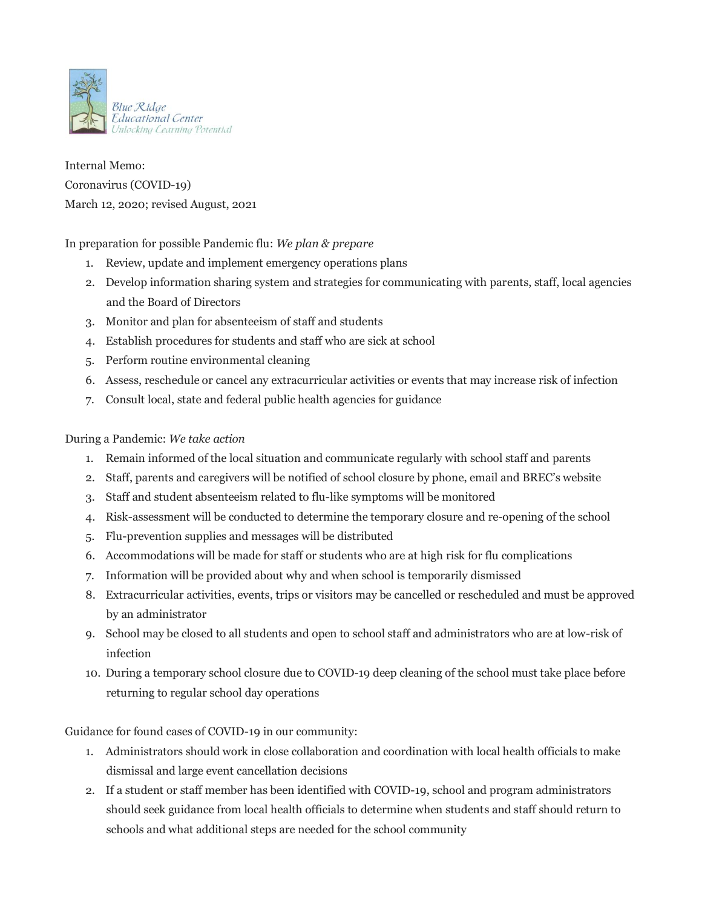Blue Ridge Educational Center
Unlocking Learning Potential

Internal Memo:
Coronavirus (COVID-19)
March 12, 2020; revised August, 2021

In preparation for possible Pandemic flu: *We plan & prepare*

1. Review, update and implement emergency operations plans
2. Develop information sharing system and strategies for communicating with parents, staff, local agencies and the Board of Directors
3. Monitor and plan for absenteeism of staff and students
4. Establish procedures for students and staff who are sick at school
5. Perform routine environmental cleaning
6. Assess, reschedule or cancel any extracurricular activities or events that may increase risk of infection
7. Consult local, state and federal public health agencies for guidance

During a Pandemic: *We take action*

1. Remain informed of the local situation and communicate regularly with school staff and parents
2. Staff, parents and caregivers will be notified of school closure by phone, email and BREC's website
3. Staff and student absenteeism related to flu-like symptoms will be monitored
4. Risk-assessment will be conducted to determine the temporary closure and re-opening of the school
5. Flu-prevention supplies and messages will be distributed
6. Accommodations will be made for staff or students who are at high risk for flu complications
7. Information will be provided about why and when school is temporarily dismissed
8. Extracurricular activities, events, trips or visitors may be cancelled or rescheduled and must be approved by an administrator
9. School may be closed to all students and open to school staff and administrators who are at low-risk of infection
10. During a temporary school closure due to COVID-19 deep cleaning of the school must take place before returning to regular school day operations

Guidance for found cases of COVID-19 in our community:

1. Administrators should work in close collaboration and coordination with local health officials to make dismissal and large event cancellation decisions
2. If a student or staff member has been identified with COVID-19, school and program administrators should seek guidance from local health officials to determine when students and staff should return to schools and what additional steps are needed for the school community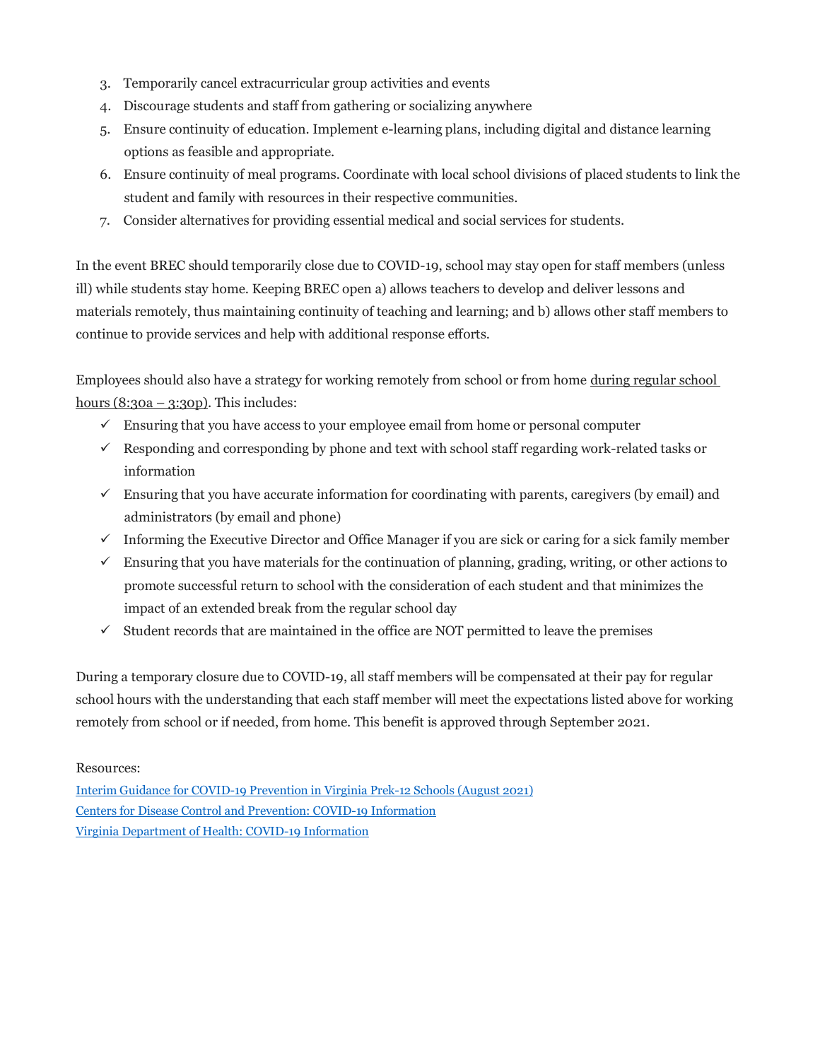3. Temporarily cancel extracurricular group activities and events
4. Discourage students and staff from gathering or socializing anywhere
5. Ensure continuity of education. Implement e-learning plans, including digital and distance learning options as feasible and appropriate.
6. Ensure continuity of meal programs. Coordinate with local school divisions of placed students to link the student and family with resources in their respective communities.
7. Consider alternatives for providing essential medical and social services for students.

In the event BREC should temporarily close due to COVID-19, school may stay open for staff members (unless ill) while students stay home. Keeping BREC open a) allows teachers to develop and deliver lessons and materials remotely, thus maintaining continuity of teaching and learning; and b) allows other staff members to continue to provide services and help with additional response efforts.

Employees should also have a strategy for working remotely from school or from home <u>during regular school hours (8:30a – 3:30p)</u>. This includes:

- ✓ Ensuring that you have access to your employee email from home or personal computer
- ✓ Responding and corresponding by phone and text with school staff regarding work-related tasks or information
- ✓ Ensuring that you have accurate information for coordinating with parents, caregivers (by email) and administrators (by email and phone)
- ✓ Informing the Executive Director and Office Manager if you are sick or caring for a sick family member
- ✓ Ensuring that you have materials for the continuation of planning, grading, writing, or other actions to promote successful return to school with the consideration of each student and that minimizes the impact of an extended break from the regular school day
- ✓ Student records that are maintained in the office are NOT permitted to leave the premises

During a temporary closure due to COVID-19, all staff members will be compensated at their pay for regular school hours with the understanding that each staff member will meet the expectations listed above for working remotely from school or if needed, from home. This benefit is approved through September 2021.

Resources:

[Interim Guidance for COVID-19 Prevention in Virginia Prek-12 Schools (August 2021)]()
[Centers for Disease Control and Prevention: COVID-19 Information]()
[Virginia Department of Health: COVID-19 Information]()